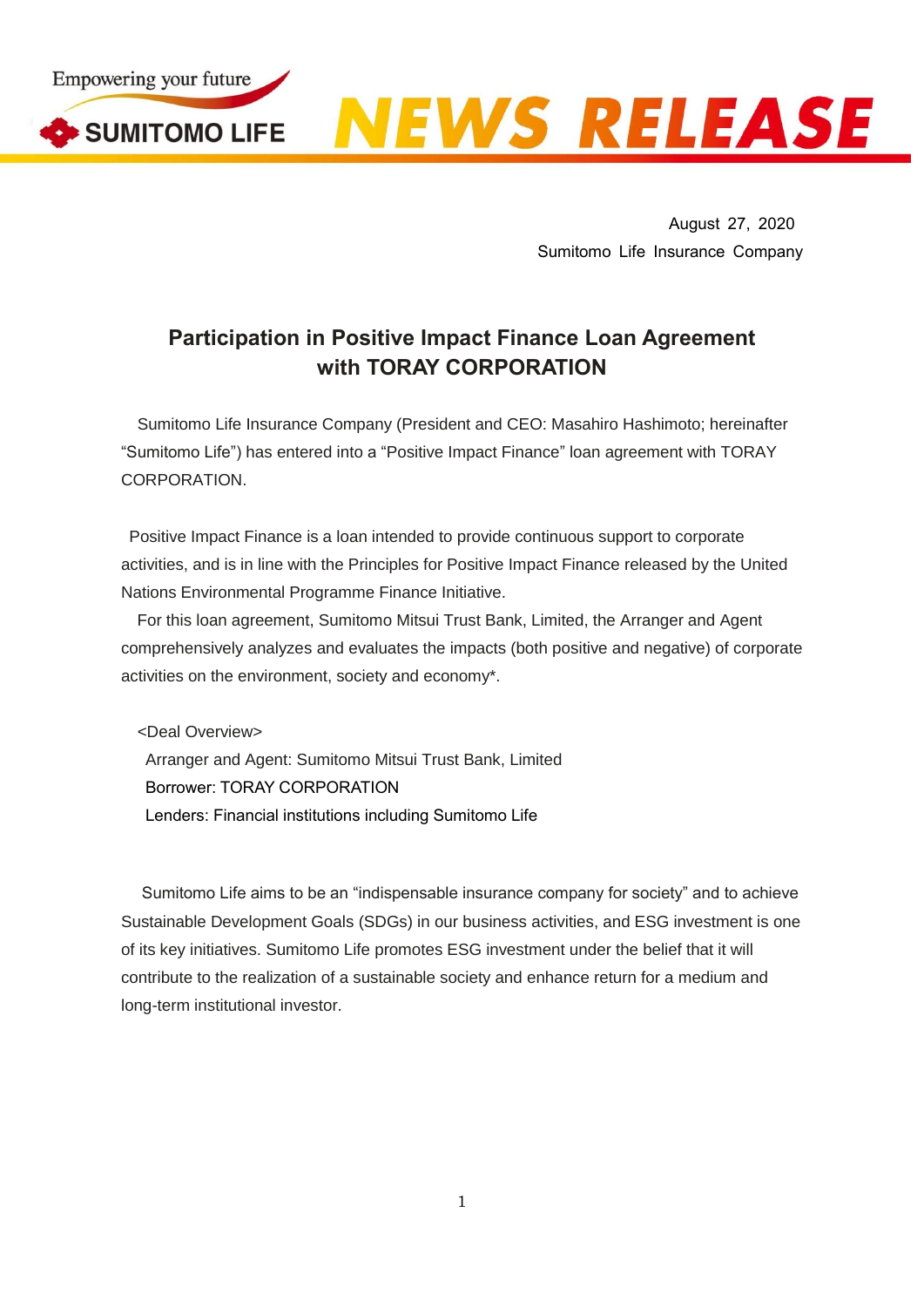Empowering your future

SUMITOMO LIFE

NEWS RELEASE

August 27, 2020
Sumitomo Life Insurance Company

# Participation in Positive Impact Finance Loan Agreement with TORAY CORPORATION

Sumitomo Life Insurance Company (President and CEO: Masahiro Hashimoto; hereinafter "Sumitomo Life") has entered into a "Positive Impact Finance" loan agreement with TORAY CORPORATION.

Positive Impact Finance is a loan intended to provide continuous support to corporate activities, and is in line with the Principles for Positive Impact Finance released by the United Nations Environmental Programme Finance Initiative.

For this loan agreement, Sumitomo Mitsui Trust Bank, Limited, the Arranger and Agent comprehensively analyzes and evaluates the impacts (both positive and negative) of corporate activities on the environment, society and economy*.

<Deal Overview>

Arranger and Agent: Sumitomo Mitsui Trust Bank, Limited
Borrower: TORAY CORPORATION
Lenders: Financial institutions including Sumitomo Life

Sumitomo Life aims to be an "indispensable insurance company for society" and to achieve Sustainable Development Goals (SDGs) in our business activities, and ESG investment is one of its key initiatives. Sumitomo Life promotes ESG investment under the belief that it will contribute to the realization of a sustainable society and enhance return for a medium and long-term institutional investor.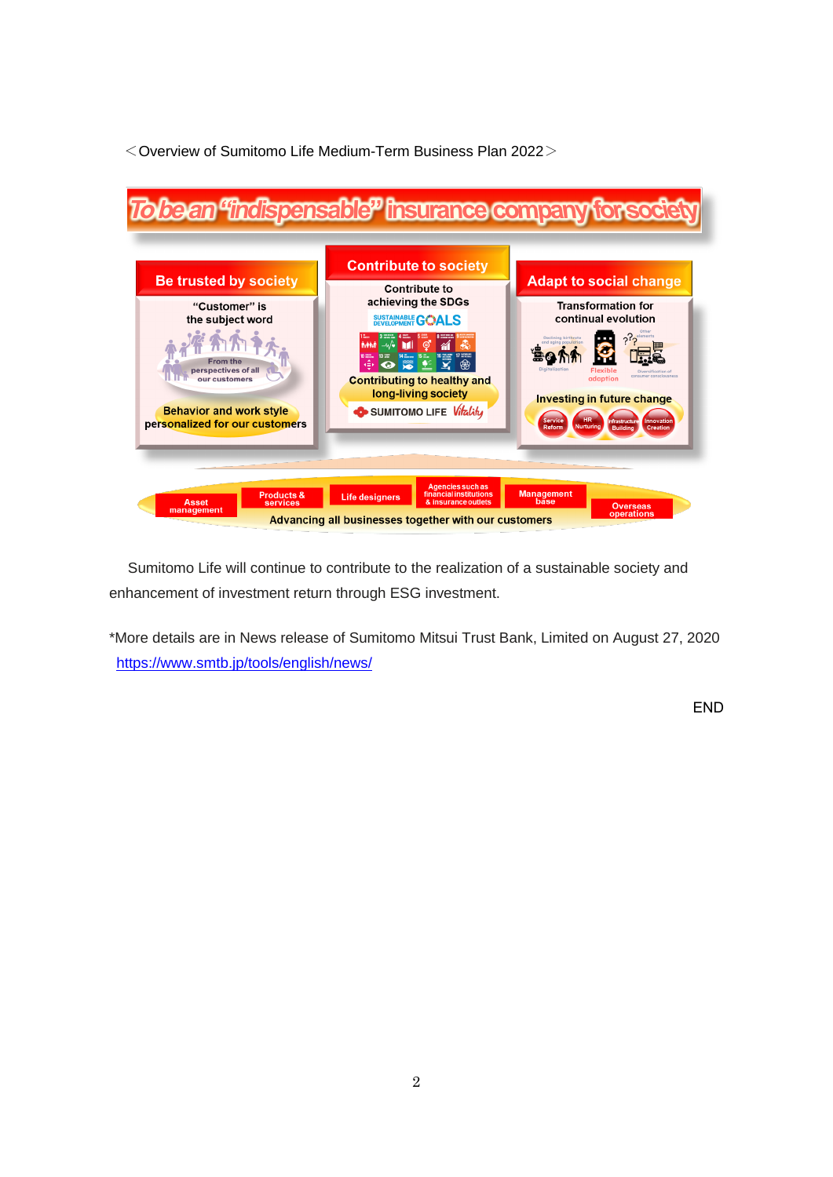＜Overview of Sumitomo Life Medium-Term Business Plan 2022＞

To be an "indispensable" insurance company for society

Be trusted by society

"Customer" is the subject word

From the perspectives of all our customers

Behavior and work style personalized for our customers

Contribute to society

Contribute to achieving the SDGs

SUSTAINABLE DEVELOPMENT GOALS

Contributing to healthy and long-living society

SUMITOMO LIFE Vitality

Adapt to social change

Transformation for continual evolution

Declining birthrate and aging population

Digitalization

Flexible adoption

Other elements

Diversification of consumer consciousness

Investing in future change

Service Reform

HR Nurturing

Infrastructure Building

Innovation Creation

Asset management

Products & services

Life designers

Agencies such as financial institutions & insurance outlets

Management base

Overseas operations

Advancing all businesses together with our customers

Sumitomo Life will continue to contribute to the realization of a sustainable society and enhancement of investment return through ESG investment.

*More details are in News release of Sumitomo Mitsui Trust Bank, Limited on August 27, 2020
https://www.smtb.jp/tools/english/news/

END